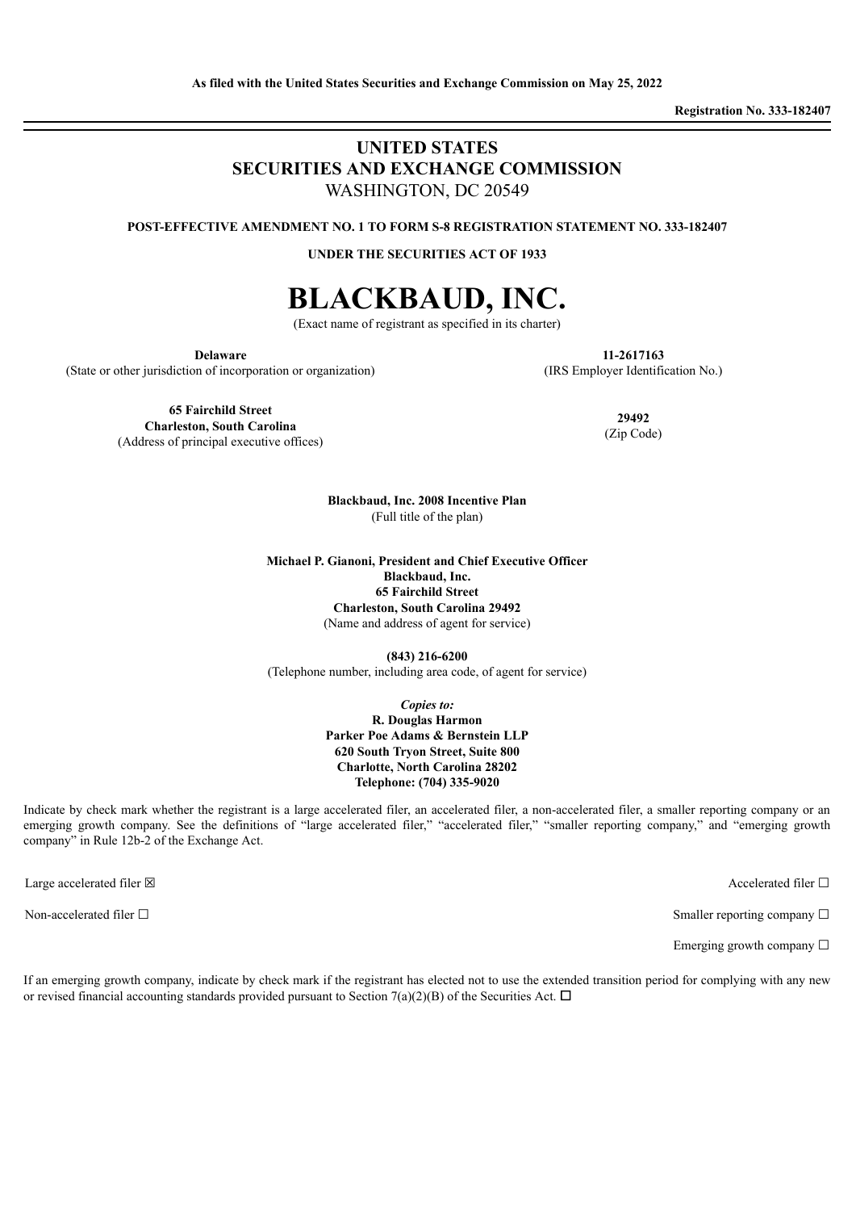As filed with the United States Securities and Exchange Commission on May 25, 2022

**Registration No. 333-182407**

---

# UNITED STATES
# SECURITIES AND EXCHANGE COMMISSION
WASHINGTON, DC 20549

**POST-EFFECTIVE AMENDMENT NO. 1 TO FORM S-8 REGISTRATION STATEMENT NO. 333-182407**

**UNDER THE SECURITIES ACT OF 1933**

# BLACKBAUD, INC.
(Exact name of registrant as specified in its charter)

| **Delaware** | **11-2617163** |
|---|---|
| (State or other jurisdiction of incorporation or organization) | (IRS Employer Identification No.) |

| **65 Fairchild Street**<br>**Charleston, South Carolina** | **29492** |
|---|---|
| (Address of principal executive offices) | (Zip Code) |

**Blackbaud, Inc. 2008 Incentive Plan**
(Full title of the plan)

**Michael P. Gianoni, President and Chief Executive Officer**
**Blackbaud, Inc.**
**65 Fairchild Street**
**Charleston, South Carolina 29492**
(Name and address of agent for service)

**(843) 216-6200**
(Telephone number, including area code, of agent for service)

*Copies to:*
**R. Douglas Harmon**
**Parker Poe Adams & Bernstein LLP**
**620 South Tryon Street, Suite 800**
**Charlotte, North Carolina 28202**
**Telephone: (704) 335-9020**

Indicate by check mark whether the registrant is a large accelerated filer, an accelerated filer, a non-accelerated filer, a smaller reporting company or an emerging growth company. See the definitions of "large accelerated filer," "accelerated filer," "smaller reporting company," and "emerging growth company" in Rule 12b-2 of the Exchange Act.

| | |
|---|---|
| Large accelerated filer ☒ | Accelerated filer ☐ |
| Non-accelerated filer ☐ | Smaller reporting company ☐ |
| | Emerging growth company ☐ |

If an emerging growth company, indicate by check mark if the registrant has elected not to use the extended transition period for complying with any new or revised financial accounting standards provided pursuant to Section 7(a)(2)(B) of the Securities Act. ☐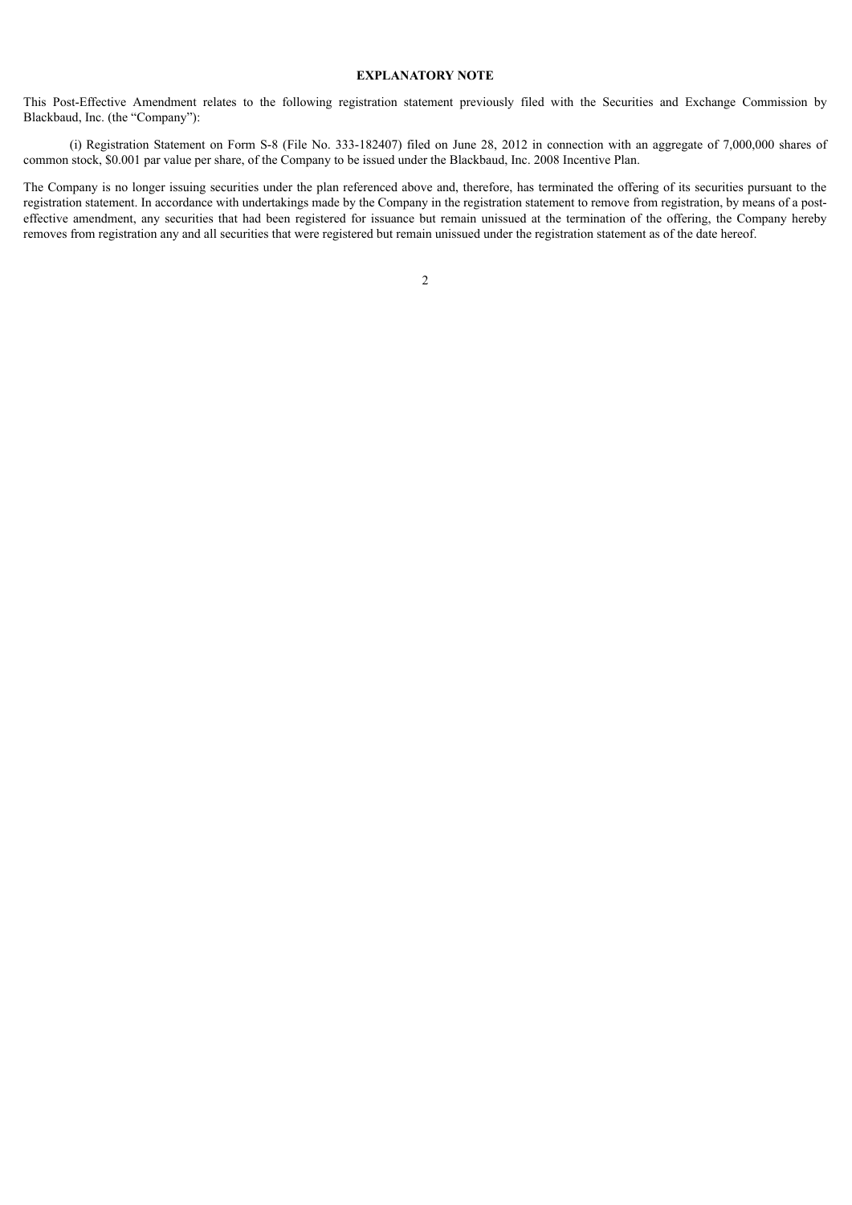**EXPLANATORY NOTE**

This Post-Effective Amendment relates to the following registration statement previously filed with the Securities and Exchange Commission by Blackbaud, Inc. (the "Company"):

(i) Registration Statement on Form S-8 (File No. 333-182407) filed on June 28, 2012 in connection with an aggregate of 7,000,000 shares of common stock, $0.001 par value per share, of the Company to be issued under the Blackbaud, Inc. 2008 Incentive Plan.

The Company is no longer issuing securities under the plan referenced above and, therefore, has terminated the offering of its securities pursuant to the registration statement. In accordance with undertakings made by the Company in the registration statement to remove from registration, by means of a post-effective amendment, any securities that had been registered for issuance but remain unissued at the termination of the offering, the Company hereby removes from registration any and all securities that were registered but remain unissued under the registration statement as of the date hereof.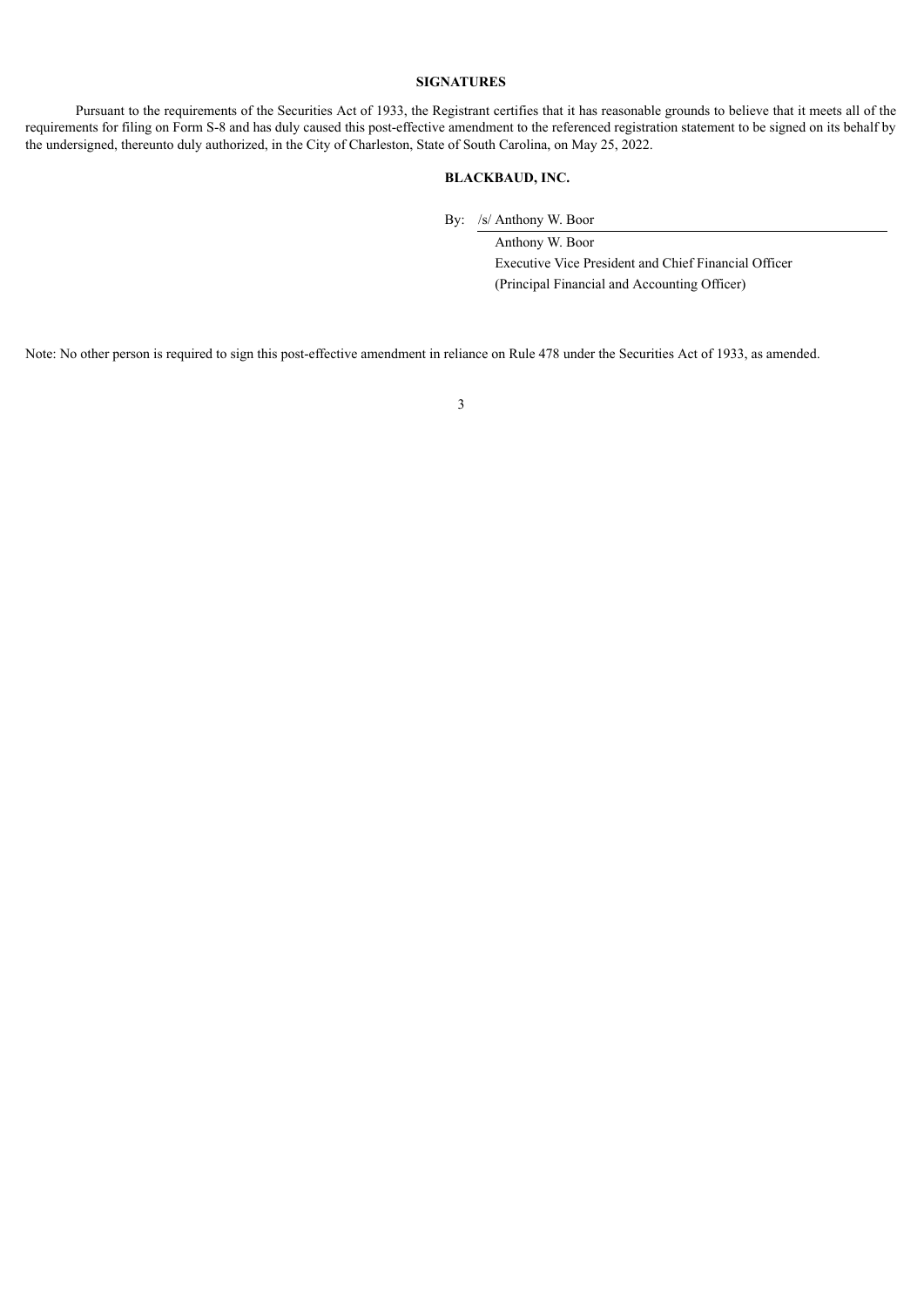## SIGNATURES

Pursuant to the requirements of the Securities Act of 1933, the Registrant certifies that it has reasonable grounds to believe that it meets all of the requirements for filing on Form S-8 and has duly caused this post-effective amendment to the referenced registration statement to be signed on its behalf by the undersigned, thereunto duly authorized, in the City of Charleston, State of South Carolina, on May 25, 2022.

**BLACKBAUD, INC.**

By: /s/ Anthony W. Boor

Anthony W. Boor
Executive Vice President and Chief Financial Officer
(Principal Financial and Accounting Officer)

Note: No other person is required to sign this post-effective amendment in reliance on Rule 478 under the Securities Act of 1933, as amended.